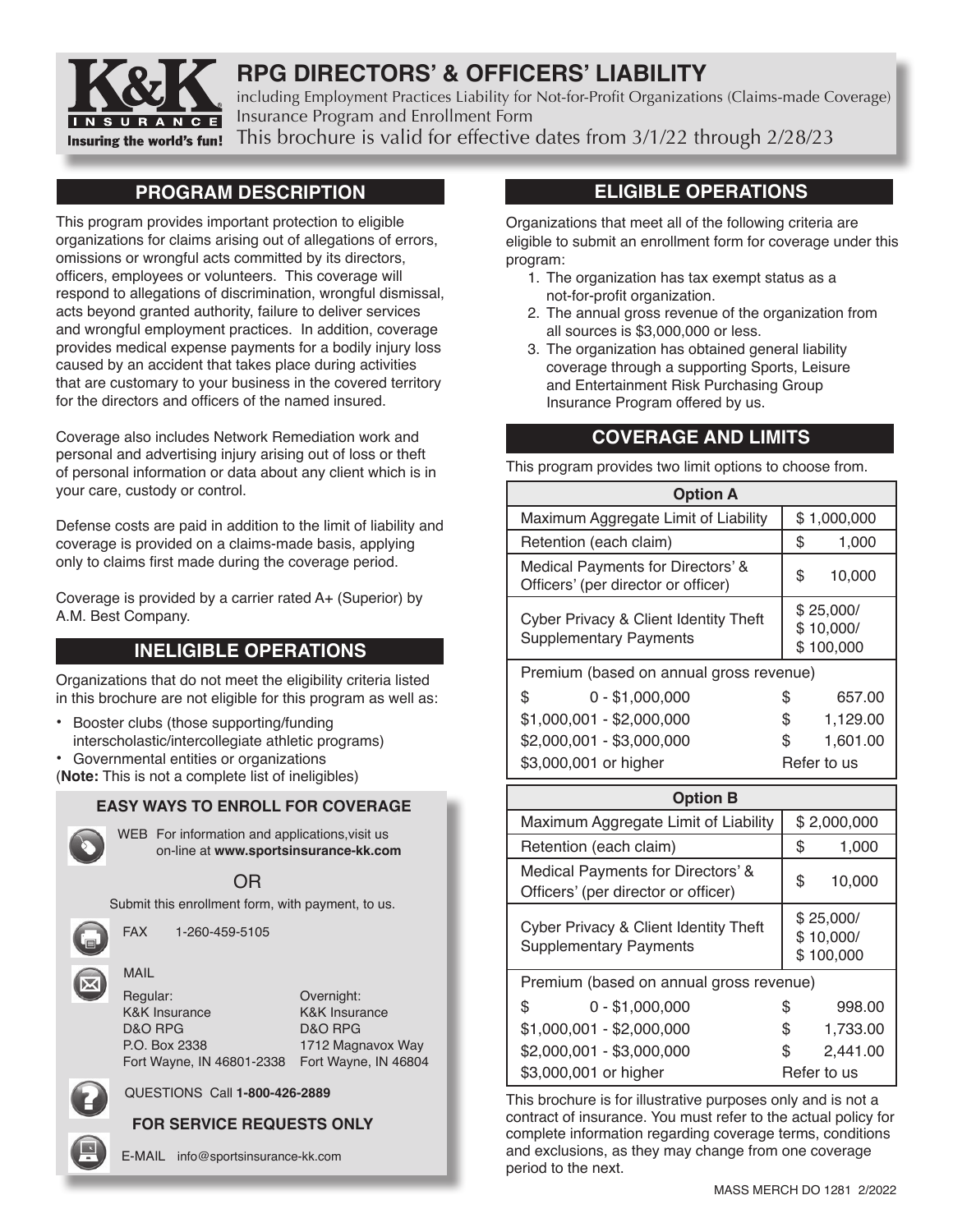# RPG DIRECTORS' & OFFICERS' LIABILITY

including Employment Practices Liability for Not-for-Profit Organizations (Claims-made Coverage)
Insurance Program and Enrollment Form
This brochure is valid for effective dates from 3/1/22 through 2/28/23

## PROGRAM DESCRIPTION

This program provides important protection to eligible organizations for claims arising out of allegations of errors, omissions or wrongful acts committed by its directors, officers, employees or volunteers. This coverage will respond to allegations of discrimination, wrongful dismissal, acts beyond granted authority, failure to deliver services and wrongful employment practices. In addition, coverage provides medical expense payments for a bodily injury loss caused by an accident that takes place during activities that are customary to your business in the covered territory for the directors and officers of the named insured.

Coverage also includes Network Remediation work and personal and advertising injury arising out of loss or theft of personal information or data about any client which is in your care, custody or control.

Defense costs are paid in addition to the limit of liability and coverage is provided on a claims-made basis, applying only to claims first made during the coverage period.

Coverage is provided by a carrier rated A+ (Superior) by A.M. Best Company.

## INELIGIBLE OPERATIONS

Organizations that do not meet the eligibility criteria listed in this brochure are not eligible for this program as well as:

- Booster clubs (those supporting/funding interscholastic/intercollegiate athletic programs)
- Governmental entities or organizations

(**Note:** This is not a complete list of ineligibles)

### EASY WAYS TO ENROLL FOR COVERAGE

WEB For information and applications,visit us on-line at **www.sportsinsurance-kk.com**

OR

Submit this enrollment form, with payment, to us.

FAX 1-260-459-5105

MAIL

| Regular: | Overnight: |
|---|---|
| K&K Insurance | K&K Insurance |
| D&O RPG | D&O RPG |
| P.O. Box 2338 | 1712 Magnavox Way |
| Fort Wayne, IN 46801-2338 | Fort Wayne, IN 46804 |

QUESTIONS Call **1-800-426-2889**

**FOR SERVICE REQUESTS ONLY**

E-MAIL info@sportsinsurance-kk.com

## ELIGIBLE OPERATIONS

Organizations that meet all of the following criteria are eligible to submit an enrollment form for coverage under this program:

1. The organization has tax exempt status as a not-for-profit organization.
2. The annual gross revenue of the organization from all sources is $3,000,000 or less.
3. The organization has obtained general liability coverage through a supporting Sports, Leisure and Entertainment Risk Purchasing Group Insurance Program offered by us.

## COVERAGE AND LIMITS

This program provides two limit options to choose from.

| Option A | |
|---|---|
| Maximum Aggregate Limit of Liability | $ 1,000,000 |
| Retention (each claim) | $ 1,000 |
| Medical Payments for Directors' & Officers' (per director or officer) | $ 10,000 |
| Cyber Privacy & Client Identity Theft Supplementary Payments | $ 25,000/ $ 10,000/ $ 100,000 |
| Premium (based on annual gross revenue) | |
| $ 0 - $1,000,000 | $ 657.00 |
| $1,000,001 - $2,000,000 | $ 1,129.00 |
| $2,000,001 - $3,000,000 | $ 1,601.00 |
| $3,000,001 or higher | Refer to us |

| Option B | |
|---|---|
| Maximum Aggregate Limit of Liability | $ 2,000,000 |
| Retention (each claim) | $ 1,000 |
| Medical Payments for Directors' & Officers' (per director or officer) | $ 10,000 |
| Cyber Privacy & Client Identity Theft Supplementary Payments | $ 25,000/ $ 10,000/ $ 100,000 |
| Premium (based on annual gross revenue) | |
| $ 0 - $1,000,000 | $ 998.00 |
| $1,000,001 - $2,000,000 | $ 1,733.00 |
| $2,000,001 - $3,000,000 | $ 2,441.00 |
| $3,000,001 or higher | Refer to us |

This brochure is for illustrative purposes only and is not a contract of insurance. You must refer to the actual policy for complete information regarding coverage terms, conditions and exclusions, as they may change from one coverage period to the next.

MASS MERCH DO 1281 2/2022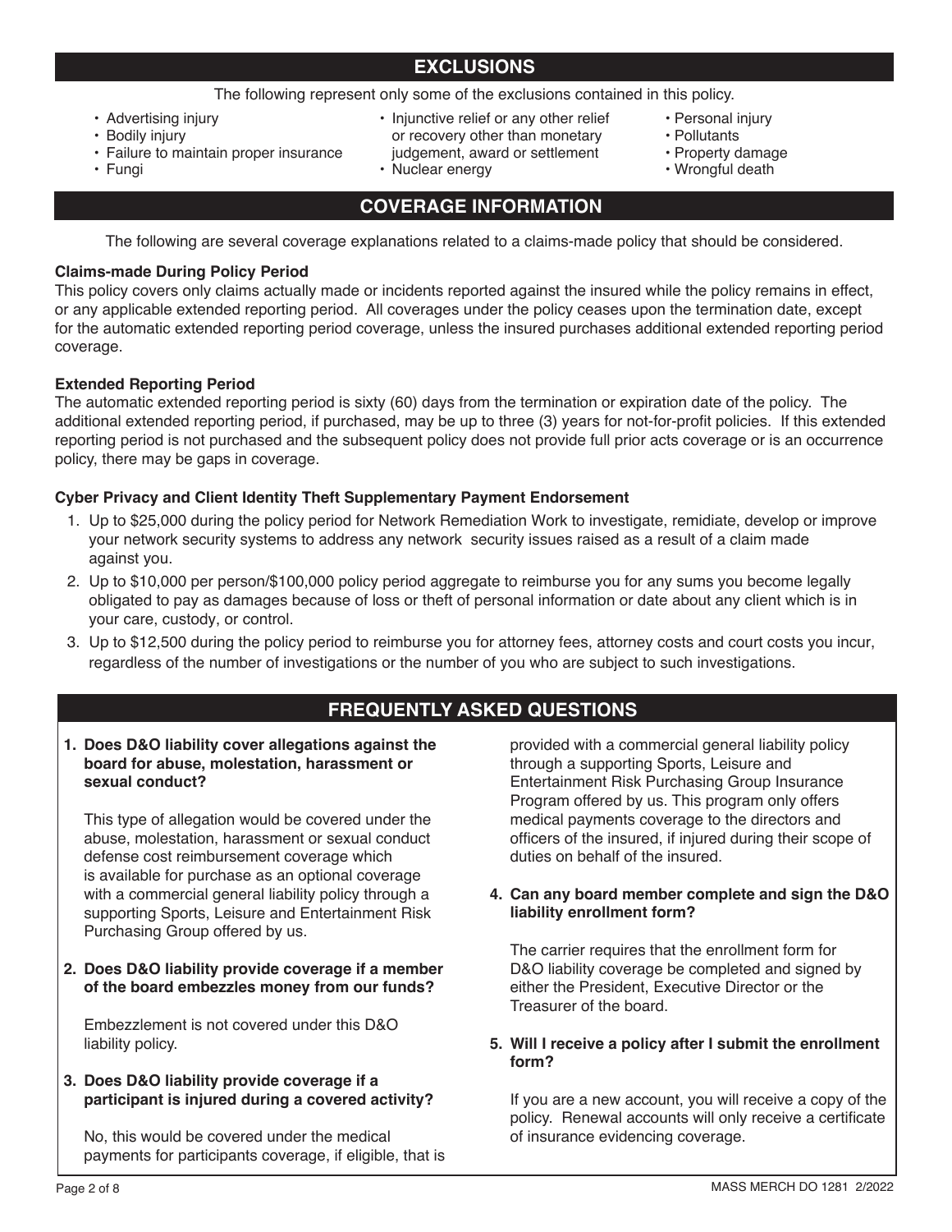## EXCLUSIONS

The following represent only some of the exclusions contained in this policy.

- Advertising injury
- Bodily injury
- Failure to maintain proper insurance
- Fungi
- Injunctive relief or any other relief or recovery other than monetary judgement, award or settlement
- Nuclear energy
- Personal injury
- Pollutants
- Property damage
- Wrongful death

## COVERAGE INFORMATION

The following are several coverage explanations related to a claims-made policy that should be considered.

**Claims-made During Policy Period**

This policy covers only claims actually made or incidents reported against the insured while the policy remains in effect, or any applicable extended reporting period. All coverages under the policy ceases upon the termination date, except for the automatic extended reporting period coverage, unless the insured purchases additional extended reporting period coverage.

**Extended Reporting Period**

The automatic extended reporting period is sixty (60) days from the termination or expiration date of the policy. The additional extended reporting period, if purchased, may be up to three (3) years for not-for-profit policies. If this extended reporting period is not purchased and the subsequent policy does not provide full prior acts coverage or is an occurrence policy, there may be gaps in coverage.

**Cyber Privacy and Client Identity Theft Supplementary Payment Endorsement**

1. Up to $25,000 during the policy period for Network Remediation Work to investigate, remidiate, develop or improve your network security systems to address any network security issues raised as a result of a claim made against you.
2. Up to $10,000 per person/$100,000 policy period aggregate to reimburse you for any sums you become legally obligated to pay as damages because of loss or theft of personal information or date about any client which is in your care, custody, or control.
3. Up to $12,500 during the policy period to reimburse you for attorney fees, attorney costs and court costs you incur, regardless of the number of investigations or the number of you who are subject to such investigations.

## FREQUENTLY ASKED QUESTIONS

**1. Does D&O liability cover allegations against the board for abuse, molestation, harassment or sexual conduct?**

This type of allegation would be covered under the abuse, molestation, harassment or sexual conduct defense cost reimbursement coverage which is available for purchase as an optional coverage with a commercial general liability policy through a supporting Sports, Leisure and Entertainment Risk Purchasing Group offered by us.

**2. Does D&O liability provide coverage if a member of the board embezzles money from our funds?**

Embezzlement is not covered under this D&O liability policy.

**3. Does D&O liability provide coverage if a participant is injured during a covered activity?**

No, this would be covered under the medical payments for participants coverage, if eligible, that is provided with a commercial general liability policy through a supporting Sports, Leisure and Entertainment Risk Purchasing Group Insurance Program offered by us. This program only offers medical payments coverage to the directors and officers of the insured, if injured during their scope of duties on behalf of the insured.

**4. Can any board member complete and sign the D&O liability enrollment form?**

The carrier requires that the enrollment form for D&O liability coverage be completed and signed by either the President, Executive Director or the Treasurer of the board.

**5. Will I receive a policy after I submit the enrollment form?**

If you are a new account, you will receive a copy of the policy. Renewal accounts will only receive a certificate of insurance evidencing coverage.

MASS MERCH DO 1281 2/2022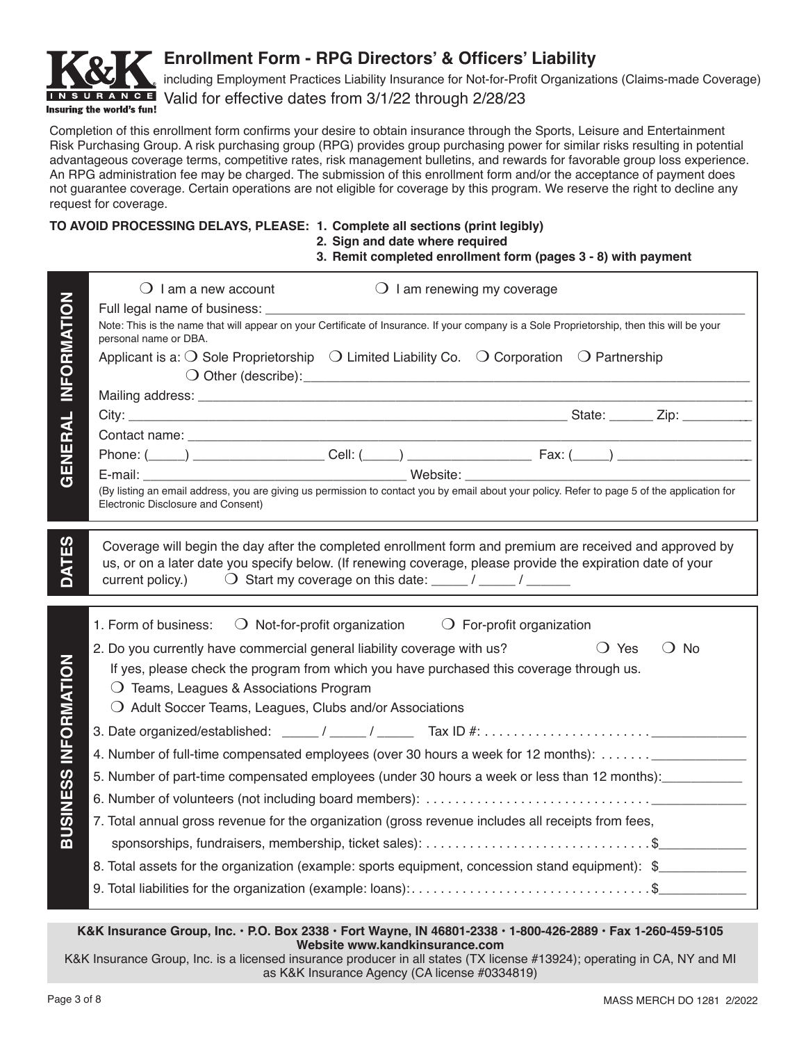# Enrollment Form - RPG Directors' & Officers' Liability

including Employment Practices Liability Insurance for Not-for-Profit Organizations (Claims-made Coverage)

Valid for effective dates from 3/1/22 through 2/28/23

Completion of this enrollment form confirms your desire to obtain insurance through the Sports, Leisure and Entertainment Risk Purchasing Group. A risk purchasing group (RPG) provides group purchasing power for similar risks resulting in potential advantageous coverage terms, competitive rates, risk management bulletins, and rewards for favorable group loss experience. An RPG administration fee may be charged. The submission of this enrollment form and/or the acceptance of payment does not guarantee coverage. Certain operations are not eligible for coverage by this program. We reserve the right to decline any request for coverage.

**TO AVOID PROCESSING DELAYS, PLEASE:**
1. **Complete all sections (print legibly)**
2. **Sign and date where required**
3. **Remit completed enrollment form (pages 3 - 8) with payment**

## GENERAL INFORMATION

❍ I am a new account ❍ I am renewing my coverage

Full legal name of business: ______________________________

Note: This is the name that will appear on your Certificate of Insurance. If your company is a Sole Proprietorship, then this will be your personal name or DBA.

Applicant is a: ❍ Sole Proprietorship ❍ Limited Liability Co. ❍ Corporation ❍ Partnership
❍ Other (describe): ______________________________

Mailing address: ______________________________

City: ______________________________ State: ______ Zip: __________

Contact name: ______________________________

Phone: (_____) __________________ Cell: (_____) ________________ Fax: (_____) __________________

E-mail: ______________________________ Website: ______________________________

(By listing an email address, you are giving us permission to contact you by email about your policy. Refer to page 5 of the application for Electronic Disclosure and Consent)

## DATES

Coverage will begin the day after the completed enrollment form and premium are received and approved by us, or on a later date you specify below. (If renewing coverage, please provide the expiration date of your current policy.) ❍ Start my coverage on this date: _____ / _____ / ______

## BUSINESS INFORMATION

1. Form of business: ❍ Not-for-profit organization ❍ For-profit organization
2. Do you currently have commercial general liability coverage with us? ❍ Yes ❍ No

   If yes, please check the program from which you have purchased this coverage through us.

   ❍ Teams, Leagues & Associations Program

   ❍ Adult Soccer Teams, Leagues, Clubs and/or Associations
3. Date organized/established: _____ / _____ / _____ Tax ID #: . . . . . . . . . . . . . . . . . . . . . . _____________
4. Number of full-time compensated employees (over 30 hours a week for 12 months): . . . . . . . _____________
5. Number of part-time compensated employees (under 30 hours a week or less than 12 months): ___________
6. Number of volunteers (not including board members): . . . . . . . . . . . . . . . . . . . . . . . . . . . . . . _____________
7. Total annual gross revenue for the organization (gross revenue includes all receipts from fees, sponsorships, fundraisers, membership, ticket sales): . . . . . . . . . . . . . . . . . . . . . . . . . . . . . . . $____________
8. Total assets for the organization (example: sports equipment, concession stand equipment): $____________
9. Total liabilities for the organization (example: loans): . . . . . . . . . . . . . . . . . . . . . . . . . . . . . . . . $____________

**K&K Insurance Group, Inc. • P.O. Box 2338 • Fort Wayne, IN 46801-2338 • 1-800-426-2889 • Fax 1-260-459-5105**
**Website www.kandkinsurance.com**

K&K Insurance Group, Inc. is a licensed insurance producer in all states (TX license #13924); operating in CA, NY and MI as K&K Insurance Agency (CA license #0334819)

MASS MERCH DO 1281 2/2022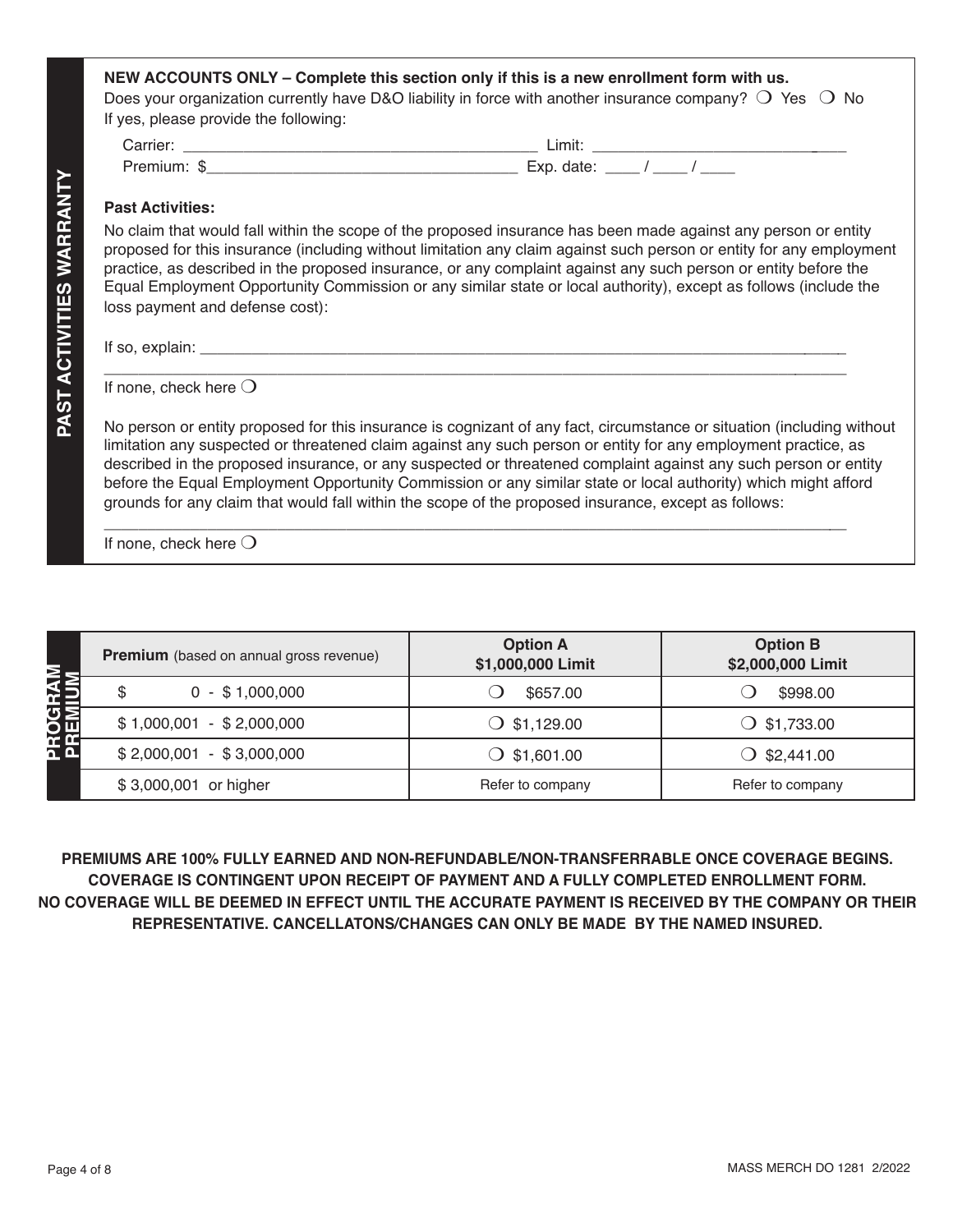## PAST ACTIVITIES WARRANTY

**NEW ACCOUNTS ONLY – Complete this section only if this is a new enrollment form with us.**

Does your organization currently have D&O liability in force with another insurance company? ❍ Yes ❍ No

If yes, please provide the following:

Carrier: ________________________________________ Limit: ____________________________

Premium: $___________________________________ Exp. date: ____ / ____ / ____

**Past Activities:**

No claim that would fall within the scope of the proposed insurance has been made against any person or entity proposed for this insurance (including without limitation any claim against such person or entity for any employment practice, as described in the proposed insurance, or any complaint against any such person or entity before the Equal Employment Opportunity Commission or any similar state or local authority), except as follows (include the loss payment and defense cost):

If so, explain: ______________________________________________________________________________

_____________________________________________________________________________________________

If none, check here ❍

No person or entity proposed for this insurance is cognizant of any fact, circumstance or situation (including without limitation any suspected or threatened claim against any such person or entity for any employment practice, as described in the proposed insurance, or any suspected or threatened complaint against any such person or entity before the Equal Employment Opportunity Commission or any similar state or local authority) which might afford grounds for any claim that would fall within the scope of the proposed insurance, except as follows:

_____________________________________________________________________________________________

If none, check here ❍

## PROGRAM PREMIUM

| **Premium** (based on annual gross revenue) | **Option A $1,000,000 Limit** | **Option B $2,000,000 Limit** |
|---|---|---|
| $ 0 - $ 1,000,000 | ❍ $657.00 | ❍ $998.00 |
| $ 1,000,001 - $ 2,000,000 | ❍ $1,129.00 | ❍ $1,733.00 |
| $ 2,000,001 - $ 3,000,000 | ❍ $1,601.00 | ❍ $2,441.00 |
| $ 3,000,001 or higher | Refer to company | Refer to company |

**PREMIUMS ARE 100% FULLY EARNED AND NON-REFUNDABLE/NON-TRANSFERRABLE ONCE COVERAGE BEGINS. COVERAGE IS CONTINGENT UPON RECEIPT OF PAYMENT AND A FULLY COMPLETED ENROLLMENT FORM. NO COVERAGE WILL BE DEEMED IN EFFECT UNTIL THE ACCURATE PAYMENT IS RECEIVED BY THE COMPANY OR THEIR REPRESENTATIVE. CANCELLATONS/CHANGES CAN ONLY BE MADE BY THE NAMED INSURED.**

MASS MERCH DO 1281 2/2022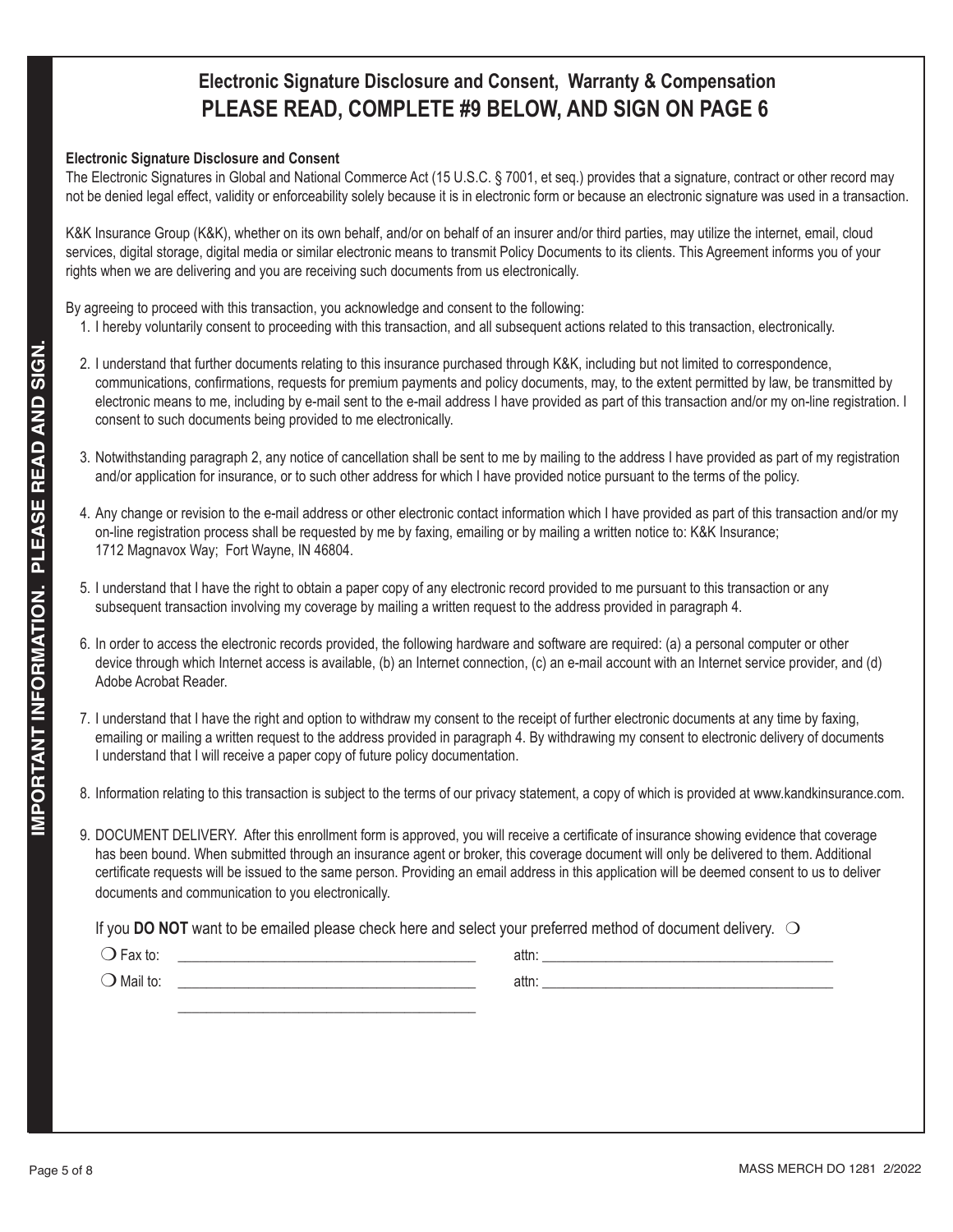**IMPORTANT INFORMATION. PLEASE READ AND SIGN.**

## Electronic Signature Disclosure and Consent, Warranty & Compensation

## PLEASE READ, COMPLETE #9 BELOW, AND SIGN ON PAGE 6

**Electronic Signature Disclosure and Consent**

The Electronic Signatures in Global and National Commerce Act (15 U.S.C. § 7001, et seq.) provides that a signature, contract or other record may not be denied legal effect, validity or enforceability solely because it is in electronic form or because an electronic signature was used in a transaction.

K&K Insurance Group (K&K), whether on its own behalf, and/or on behalf of an insurer and/or third parties, may utilize the internet, email, cloud services, digital storage, digital media or similar electronic means to transmit Policy Documents to its clients. This Agreement informs you of your rights when we are delivering and you are receiving such documents from us electronically.

By agreeing to proceed with this transaction, you acknowledge and consent to the following:

1. I hereby voluntarily consent to proceeding with this transaction, and all subsequent actions related to this transaction, electronically.
2. I understand that further documents relating to this insurance purchased through K&K, including but not limited to correspondence, communications, confirmations, requests for premium payments and policy documents, may, to the extent permitted by law, be transmitted by electronic means to me, including by e-mail sent to the e-mail address I have provided as part of this transaction and/or my on-line registration. I consent to such documents being provided to me electronically.
3. Notwithstanding paragraph 2, any notice of cancellation shall be sent to me by mailing to the address I have provided as part of my registration and/or application for insurance, or to such other address for which I have provided notice pursuant to the terms of the policy.
4. Any change or revision to the e-mail address or other electronic contact information which I have provided as part of this transaction and/or my on-line registration process shall be requested by me by faxing, emailing or by mailing a written notice to: K&K Insurance; 1712 Magnavox Way; Fort Wayne, IN 46804.
5. I understand that I have the right to obtain a paper copy of any electronic record provided to me pursuant to this transaction or any subsequent transaction involving my coverage by mailing a written request to the address provided in paragraph 4.
6. In order to access the electronic records provided, the following hardware and software are required: (a) a personal computer or other device through which Internet access is available, (b) an Internet connection, (c) an e-mail account with an Internet service provider, and (d) Adobe Acrobat Reader.
7. I understand that I have the right and option to withdraw my consent to the receipt of further electronic documents at any time by faxing, emailing or mailing a written request to the address provided in paragraph 4. By withdrawing my consent to electronic delivery of documents I understand that I will receive a paper copy of future policy documentation.
8. Information relating to this transaction is subject to the terms of our privacy statement, a copy of which is provided at www.kandkinsurance.com.
9. DOCUMENT DELIVERY. After this enrollment form is approved, you will receive a certificate of insurance showing evidence that coverage has been bound. When submitted through an insurance agent or broker, this coverage document will only be delivered to them. Additional certificate requests will be issued to the same person. Providing an email address in this application will be deemed consent to us to deliver documents and communication to you electronically.

If you **DO NOT** want to be emailed please check here and select your preferred method of document delivery. ❍

❍ Fax to: ______________________________ attn: ______________________________

❍ Mail to: ______________________________ attn: ______________________________

______________________________

MASS MERCH DO 1281 2/2022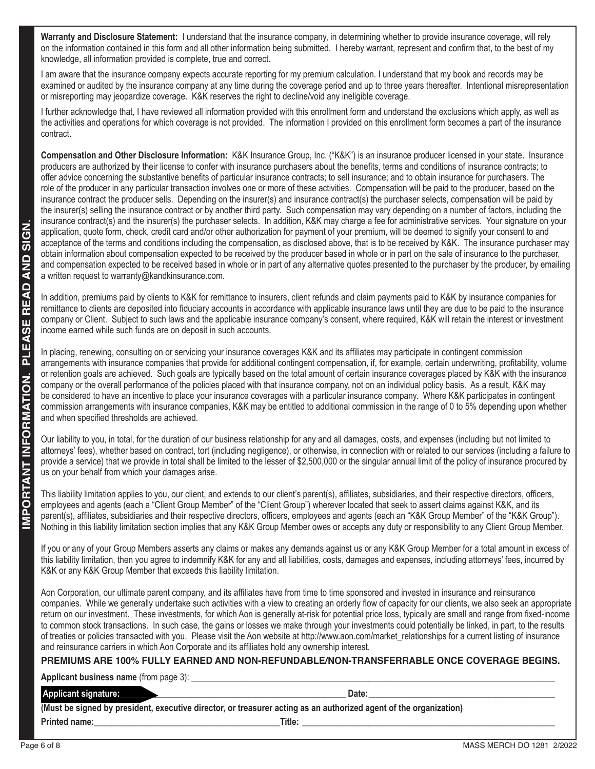**IMPORTANT INFORMATION. PLEASE READ AND SIGN.**

**Warranty and Disclosure Statement:** I understand that the insurance company, in determining whether to provide insurance coverage, will rely on the information contained in this form and all other information being submitted. I hereby warrant, represent and confirm that, to the best of my knowledge, all information provided is complete, true and correct.

I am aware that the insurance company expects accurate reporting for my premium calculation. I understand that my book and records may be examined or audited by the insurance company at any time during the coverage period and up to three years thereafter. Intentional misrepresentation or misreporting may jeopardize coverage. K&K reserves the right to decline/void any ineligible coverage.

I further acknowledge that, I have reviewed all information provided with this enrollment form and understand the exclusions which apply, as well as the activities and operations for which coverage is not provided. The information I provided on this enrollment form becomes a part of the insurance contract.

**Compensation and Other Disclosure Information:** K&K Insurance Group, Inc. ("K&K") is an insurance producer licensed in your state. Insurance producers are authorized by their license to confer with insurance purchasers about the benefits, terms and conditions of insurance contracts; to offer advice concerning the substantive benefits of particular insurance contracts; to sell insurance; and to obtain insurance for purchasers. The role of the producer in any particular transaction involves one or more of these activities. Compensation will be paid to the producer, based on the insurance contract the producer sells. Depending on the insurer(s) and insurance contract(s) the purchaser selects, compensation will be paid by the insurer(s) selling the insurance contract or by another third party. Such compensation may vary depending on a number of factors, including the insurance contract(s) and the insurer(s) the purchaser selects. In addition, K&K may charge a fee for administrative services. Your signature on your application, quote form, check, credit card and/or other authorization for payment of your premium, will be deemed to signify your consent to and acceptance of the terms and conditions including the compensation, as disclosed above, that is to be received by K&K. The insurance purchaser may obtain information about compensation expected to be received by the producer based in whole or in part on the sale of insurance to the purchaser, and compensation expected to be received based in whole or in part of any alternative quotes presented to the purchaser by the producer, by emailing a written request to warranty@kandkinsurance.com.

In addition, premiums paid by clients to K&K for remittance to insurers, client refunds and claim payments paid to K&K by insurance companies for remittance to clients are deposited into fiduciary accounts in accordance with applicable insurance laws until they are due to be paid to the insurance company or Client. Subject to such laws and the applicable insurance company's consent, where required, K&K will retain the interest or investment income earned while such funds are on deposit in such accounts.

In placing, renewing, consulting on or servicing your insurance coverages K&K and its affiliates may participate in contingent commission arrangements with insurance companies that provide for additional contingent compensation, if, for example, certain underwriting, profitability, volume or retention goals are achieved. Such goals are typically based on the total amount of certain insurance coverages placed by K&K with the insurance company or the overall performance of the policies placed with that insurance company, not on an individual policy basis. As a result, K&K may be considered to have an incentive to place your insurance coverages with a particular insurance company. Where K&K participates in contingent commission arrangements with insurance companies, K&K may be entitled to additional commission in the range of 0 to 5% depending upon whether and when specified thresholds are achieved.

Our liability to you, in total, for the duration of our business relationship for any and all damages, costs, and expenses (including but not limited to attorneys' fees), whether based on contract, tort (including negligence), or otherwise, in connection with or related to our services (including a failure to provide a service) that we provide in total shall be limited to the lesser of $2,500,000 or the singular annual limit of the policy of insurance procured by us on your behalf from which your damages arise.

This liability limitation applies to you, our client, and extends to our client's parent(s), affiliates, subsidiaries, and their respective directors, officers, employees and agents (each a "Client Group Member" of the "Client Group") wherever located that seek to assert claims against K&K, and its parent(s), affiliates, subsidiaries and their respective directors, officers, employees and agents (each an "K&K Group Member" of the "K&K Group"). Nothing in this liability limitation section implies that any K&K Group Member owes or accepts any duty or responsibility to any Client Group Member.

If you or any of your Group Members asserts any claims or makes any demands against us or any K&K Group Member for a total amount in excess of this liability limitation, then you agree to indemnify K&K for any and all liabilities, costs, damages and expenses, including attorneys' fees, incurred by K&K or any K&K Group Member that exceeds this liability limitation.

Aon Corporation, our ultimate parent company, and its affiliates have from time to time sponsored and invested in insurance and reinsurance companies. While we generally undertake such activities with a view to creating an orderly flow of capacity for our clients, we also seek an appropriate return on our investment. These investments, for which Aon is generally at-risk for potential price loss, typically are small and range from fixed-income to common stock transactions. In such case, the gains or losses we make through your investments could potentially be linked, in part, to the results of treaties or policies transacted with you. Please visit the Aon website at http://www.aon.com/market_relationships for a current listing of insurance and reinsurance carriers in which Aon Corporate and its affiliates hold any ownership interest.

**PREMIUMS ARE 100% FULLY EARNED AND NON-REFUNDABLE/NON-TRANSFERRABLE ONCE COVERAGE BEGINS.**

**Applicant business name** (from page 3): ______________________________

**Applicant signature:** ______________________________ **Date:** ______________________________

**(Must be signed by president, executive director, or treasurer acting as an authorized agent of the organization)**

**Printed name:** ______________________________ **Title:** ______________________________

MASS MERCH DO 1281 2/2022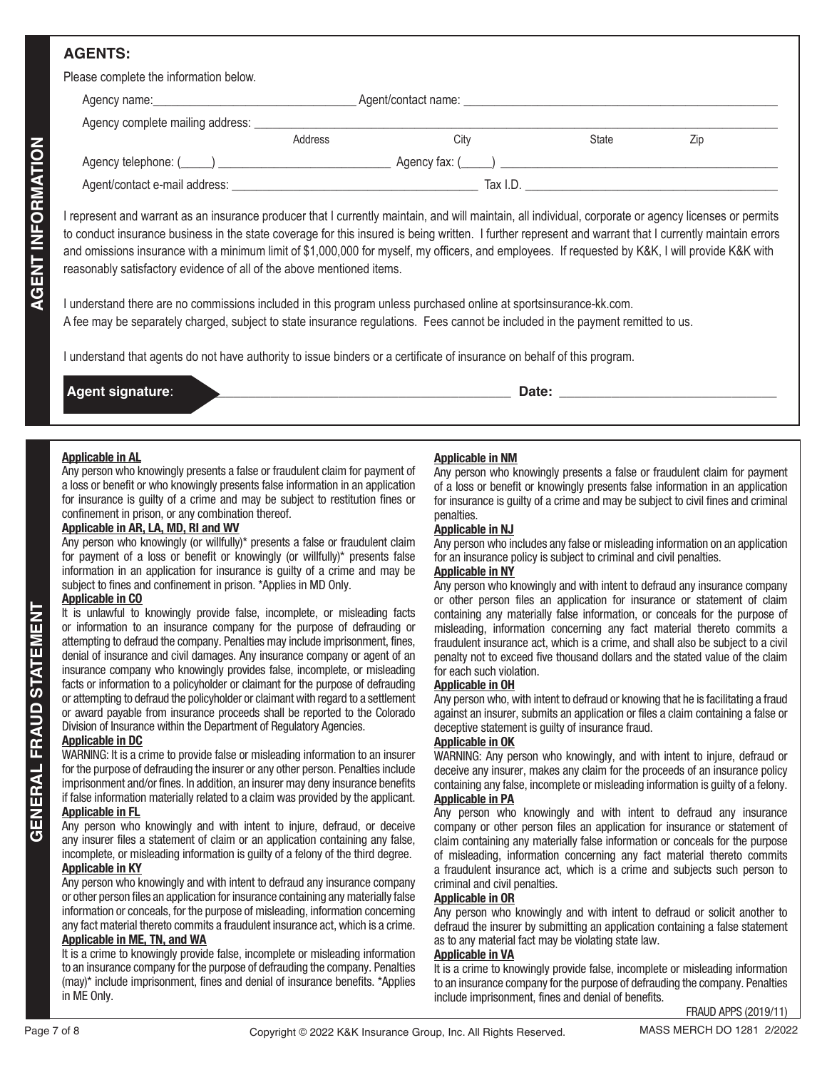## AGENT INFORMATION

### AGENTS:

Please complete the information below.

Agency name:\_\_\_\_\_\_\_\_\_\_\_\_\_\_\_\_\_\_\_\_\_\_\_\_\_\_\_\_\_\_ Agent/contact name: \_\_\_\_\_\_\_\_\_\_\_\_\_\_\_\_\_\_\_\_\_\_\_\_\_\_\_\_\_\_\_\_\_\_\_\_\_\_\_\_\_\_\_\_

Agency complete mailing address: \_\_\_\_\_\_\_\_\_\_\_\_\_\_\_\_\_\_\_\_\_\_\_\_\_\_\_\_\_\_\_\_\_\_\_\_\_\_\_\_\_\_\_\_\_\_\_\_\_\_\_\_\_\_\_\_\_\_\_\_\_\_\_\_\_\_\_\_\_\_\_\_\_\_\_\_\_\_
Address City State Zip

Agency telephone: (\_\_\_\_\_) \_\_\_\_\_\_\_\_\_\_\_\_\_\_\_\_\_\_\_\_\_\_\_\_ Agency fax: (\_\_\_\_\_) \_\_\_\_\_\_\_\_\_\_\_\_\_\_\_\_\_\_\_\_\_\_\_\_\_\_\_\_\_\_\_\_\_\_\_\_\_\_\_\_

Agent/contact e-mail address: \_\_\_\_\_\_\_\_\_\_\_\_\_\_\_\_\_\_\_\_\_\_\_\_\_\_\_\_\_\_\_\_\_\_\_\_ Tax I.D. \_\_\_\_\_\_\_\_\_\_\_\_\_\_\_\_\_\_\_\_\_\_\_\_\_\_\_\_\_\_\_\_\_\_\_\_\_\_

I represent and warrant as an insurance producer that I currently maintain, and will maintain, all individual, corporate or agency licenses or permits to conduct insurance business in the state coverage for this insured is being written. I further represent and warrant that I currently maintain errors and omissions insurance with a minimum limit of $1,000,000 for myself, my officers, and employees. If requested by K&K, I will provide K&K with reasonably satisfactory evidence of all of the above mentioned items.

I understand there are no commissions included in this program unless purchased online at sportsinsurance-kk.com.
A fee may be separately charged, subject to state insurance regulations. Fees cannot be included in the payment remitted to us.

I understand that agents do not have authority to issue binders or a certificate of insurance on behalf of this program.

**Agent signature**: \_\_\_\_\_\_\_\_\_\_\_\_\_\_\_\_\_\_\_\_\_\_\_\_\_\_\_\_\_\_\_\_\_\_\_\_\_\_\_\_ **Date:** \_\_\_\_\_\_\_\_\_\_\_\_\_\_\_\_\_\_\_\_\_\_\_\_\_\_\_\_\_\_

## GENERAL FRAUD STATEMENT

**Applicable in AL**
Any person who knowingly presents a false or fraudulent claim for payment of a loss or benefit or who knowingly presents false information in an application for insurance is guilty of a crime and may be subject to restitution fines or confinement in prison, or any combination thereof.

**Applicable in AR, LA, MD, RI and WV**
Any person who knowingly (or willfully)* presents a false or fraudulent claim for payment of a loss or benefit or knowingly (or willfully)* presents false information in an application for insurance is guilty of a crime and may be subject to fines and confinement in prison. *Applies in MD Only.

**Applicable in CO**
It is unlawful to knowingly provide false, incomplete, or misleading facts or information to an insurance company for the purpose of defrauding or attempting to defraud the company. Penalties may include imprisonment, fines, denial of insurance and civil damages. Any insurance company or agent of an insurance company who knowingly provides false, incomplete, or misleading facts or information to a policyholder or claimant for the purpose of defrauding or attempting to defraud the policyholder or claimant with regard to a settlement or award payable from insurance proceeds shall be reported to the Colorado Division of Insurance within the Department of Regulatory Agencies.

**Applicable in DC**
WARNING: It is a crime to provide false or misleading information to an insurer for the purpose of defrauding the insurer or any other person. Penalties include imprisonment and/or fines. In addition, an insurer may deny insurance benefits if false information materially related to a claim was provided by the applicant.

**Applicable in FL**
Any person who knowingly and with intent to injure, defraud, or deceive any insurer files a statement of claim or an application containing any false, incomplete, or misleading information is guilty of a felony of the third degree.

**Applicable in KY**
Any person who knowingly and with intent to defraud any insurance company or other person files an application for insurance containing any materially false information or conceals, for the purpose of misleading, information concerning any fact material thereto commits a fraudulent insurance act, which is a crime.

**Applicable in ME, TN, and WA**
It is a crime to knowingly provide false, incomplete or misleading information to an insurance company for the purpose of defrauding the company. Penalties (may)* include imprisonment, fines and denial of insurance benefits. *Applies in ME Only.

**Applicable in NM**
Any person who knowingly presents a false or fraudulent claim for payment of a loss or benefit or knowingly presents false information in an application for insurance is guilty of a crime and may be subject to civil fines and criminal penalties.

**Applicable in NJ**
Any person who includes any false or misleading information on an application for an insurance policy is subject to criminal and civil penalties.

**Applicable in NY**
Any person who knowingly and with intent to defraud any insurance company or other person files an application for insurance or statement of claim containing any materially false information, or conceals for the purpose of misleading, information concerning any fact material thereto commits a fraudulent insurance act, which is a crime, and shall also be subject to a civil penalty not to exceed five thousand dollars and the stated value of the claim for each such violation.

**Applicable in OH**
Any person who, with intent to defraud or knowing that he is facilitating a fraud against an insurer, submits an application or files a claim containing a false or deceptive statement is guilty of insurance fraud.

**Applicable in OK**
WARNING: Any person who knowingly, and with intent to injure, defraud or deceive any insurer, makes any claim for the proceeds of an insurance policy containing any false, incomplete or misleading information is guilty of a felony.

**Applicable in PA**
Any person who knowingly and with intent to defraud any insurance company or other person files an application for insurance or statement of claim containing any materially false information or conceals for the purpose of misleading, information concerning any fact material thereto commits a fraudulent insurance act, which is a crime and subjects such person to criminal and civil penalties.

**Applicable in OR**
Any person who knowingly and with intent to defraud or solicit another to defraud the insurer by submitting an application containing a false statement as to any material fact may be violating state law.

**Applicable in VA**
It is a crime to knowingly provide false, incomplete or misleading information to an insurance company for the purpose of defrauding the company. Penalties include imprisonment, fines and denial of benefits.

FRAUD APPS (2019/11)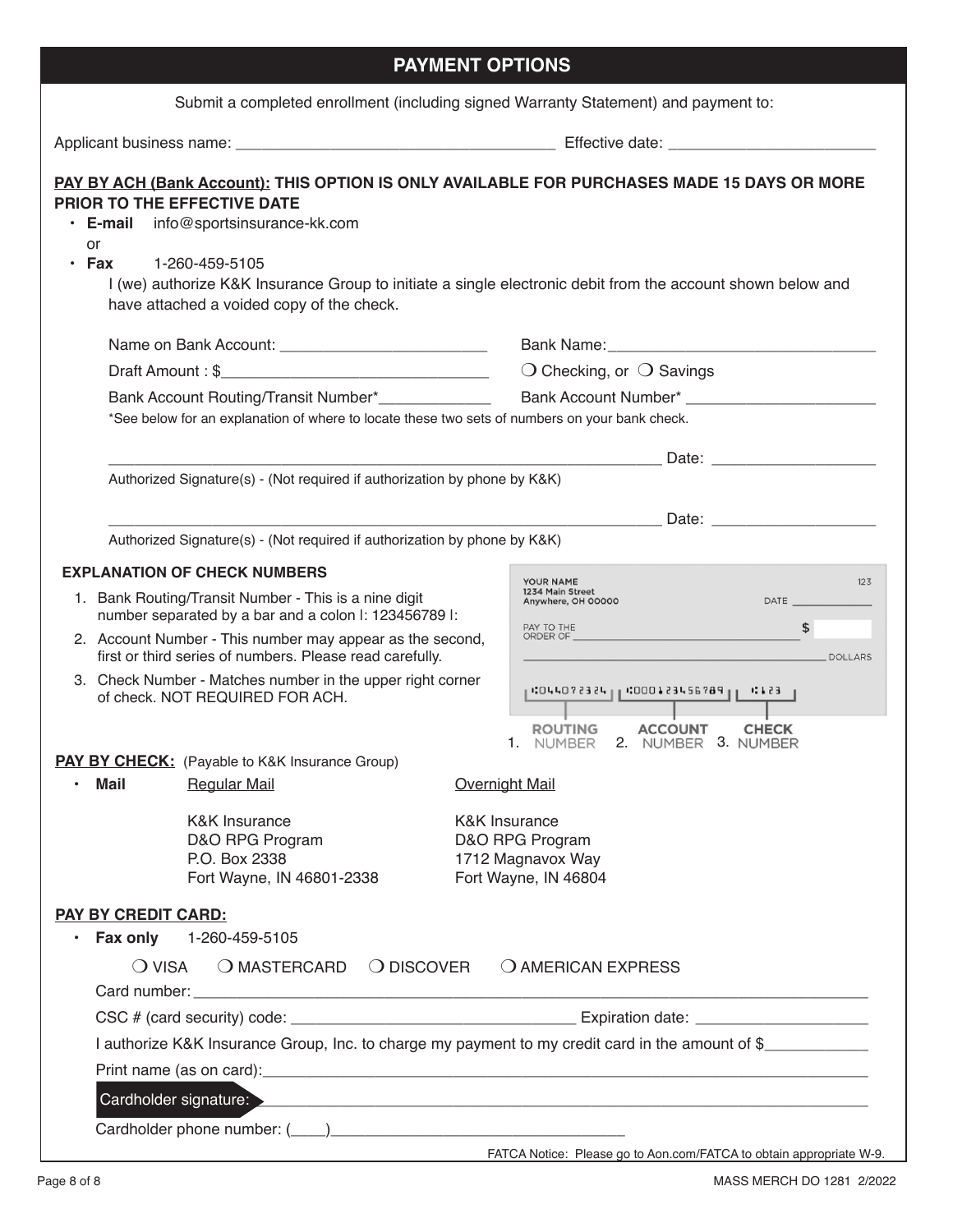## PAYMENT OPTIONS

Submit a completed enrollment (including signed Warranty Statement) and payment to:

Applicant business name: ____________________________________ Effective date: _______________________

**PAY BY ACH (Bank Account): THIS OPTION IS ONLY AVAILABLE FOR PURCHASES MADE 15 DAYS OR MORE PRIOR TO THE EFFECTIVE DATE**

- **E-mail** info@sportsinsurance-kk.com

  or
- **Fax** 1-260-459-5105

I (we) authorize K&K Insurance Group to initiate a single electronic debit from the account shown below and have attached a voided copy of the check.

Name on Bank Account: _______________________ Bank Name: _______________________________

Draft Amount : $______________________________ ❍ Checking, or ❍ Savings

Bank Account Routing/Transit Number*_____________ Bank Account Number* ______________________

*See below for an explanation of where to locate these two sets of numbers on your bank check.

_______________________________________________________________ Date: ___________________

Authorized Signature(s) - (Not required if authorization by phone by K&K)

_______________________________________________________________ Date: ___________________

Authorized Signature(s) - (Not required if authorization by phone by K&K)

**EXPLANATION OF CHECK NUMBERS**

1. Bank Routing/Transit Number - This is a nine digit number separated by a bar and a colon I: 123456789 I:
2. Account Number - This number may appear as the second, first or third series of numbers. Please read carefully.
3. Check Number - Matches number in the upper right corner of check. NOT REQUIRED FOR ACH.

YOUR NAME
1234 Main Street
Anywhere, OH 00000
123
DATE
PAY TO THE ORDER OF
$
DOLLARS
1. ROUTING NUMBER 2. ACCOUNT NUMBER 3. CHECK NUMBER

**PAY BY CHECK:** (Payable to K&K Insurance Group)

- **Mail**

| Regular Mail | Overnight Mail |
|---|---|
| K&K Insurance<br>D&O RPG Program<br>P.O. Box 2338<br>Fort Wayne, IN 46801-2338 | K&K Insurance<br>D&O RPG Program<br>1712 Magnavox Way<br>Fort Wayne, IN 46804 |

**PAY BY CREDIT CARD:**

- **Fax only** 1-260-459-5105

❍ VISA ❍ MASTERCARD ❍ DISCOVER ❍ AMERICAN EXPRESS

Card number: ___________________________________________________________________________

CSC # (card security) code: ________________________________ Expiration date: ___________________

I authorize K&K Insurance Group, Inc. to charge my payment to my credit card in the amount of $___________

Print name (as on card):_________________________________________________________________

Cardholder signature: ___________________________________________________________________

Cardholder phone number: (____)__________________________________

FATCA Notice: Please go to Aon.com/FATCA to obtain appropriate W-9.

MASS MERCH DO 1281 2/2022